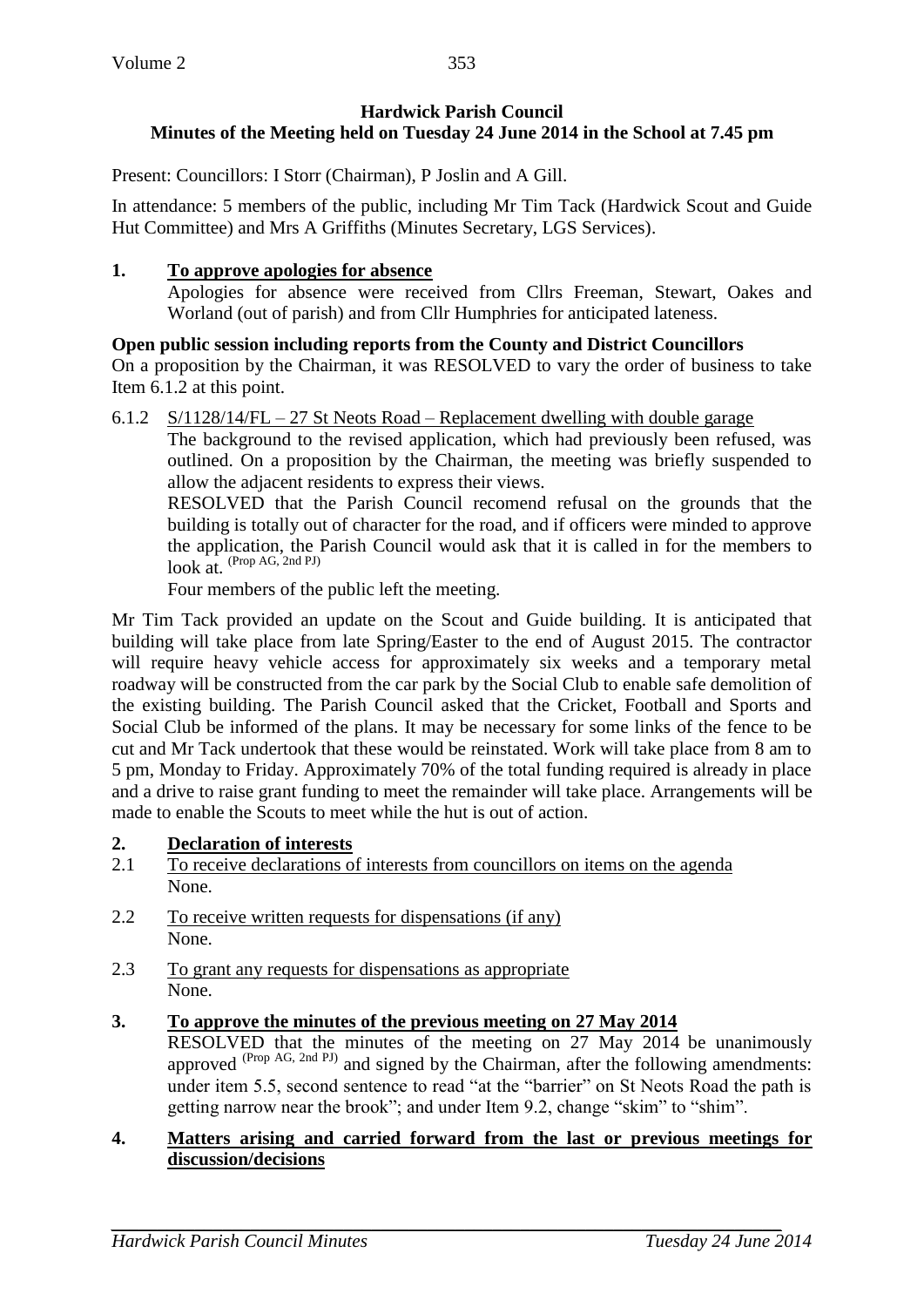**Hardwick Parish Council**
**Minutes of the Meeting held on Tuesday 24 June 2014 in the School at 7.45 pm**

Present: Councillors: I Storr (Chairman), P Joslin and A Gill.

In attendance: 5 members of the public, including Mr Tim Tack (Hardwick Scout and Guide Hut Committee) and Mrs A Griffiths (Minutes Secretary, LGS Services).

**1. To approve apologies for absence**

Apologies for absence were received from Cllrs Freeman, Stewart, Oakes and Worland (out of parish) and from Cllr Humphries for anticipated lateness.

**Open public session including reports from the County and District Councillors**

On a proposition by the Chairman, it was RESOLVED to vary the order of business to take Item 6.1.2 at this point.

6.1.2 S/1128/14/FL – 27 St Neots Road – Replacement dwelling with double garage

The background to the revised application, which had previously been refused, was outlined. On a proposition by the Chairman, the meeting was briefly suspended to allow the adjacent residents to express their views.

RESOLVED that the Parish Council recomend refusal on the grounds that the building is totally out of character for the road, and if officers were minded to approve the application, the Parish Council would ask that it is called in for the members to look at. (Prop AG, 2nd PJ)

Four members of the public left the meeting.

Mr Tim Tack provided an update on the Scout and Guide building. It is anticipated that building will take place from late Spring/Easter to the end of August 2015. The contractor will require heavy vehicle access for approximately six weeks and a temporary metal roadway will be constructed from the car park by the Social Club to enable safe demolition of the existing building. The Parish Council asked that the Cricket, Football and Sports and Social Club be informed of the plans. It may be necessary for some links of the fence to be cut and Mr Tack undertook that these would be reinstated. Work will take place from 8 am to 5 pm, Monday to Friday. Approximately 70% of the total funding required is already in place and a drive to raise grant funding to meet the remainder will take place. Arrangements will be made to enable the Scouts to meet while the hut is out of action.

**2. Declaration of interests**

2.1 To receive declarations of interests from councillors on items on the agenda

None.

2.2 To receive written requests for dispensations (if any)

None.

2.3 To grant any requests for dispensations as appropriate

None.

**3. To approve the minutes of the previous meeting on 27 May 2014**

RESOLVED that the minutes of the meeting on 27 May 2014 be unanimously approved (Prop AG, 2nd PJ) and signed by the Chairman, after the following amendments: under item 5.5, second sentence to read "at the "barrier" on St Neots Road the path is getting narrow near the brook"; and under Item 9.2, change "skim" to "shim".

**4. Matters arising and carried forward from the last or previous meetings for discussion/decisions**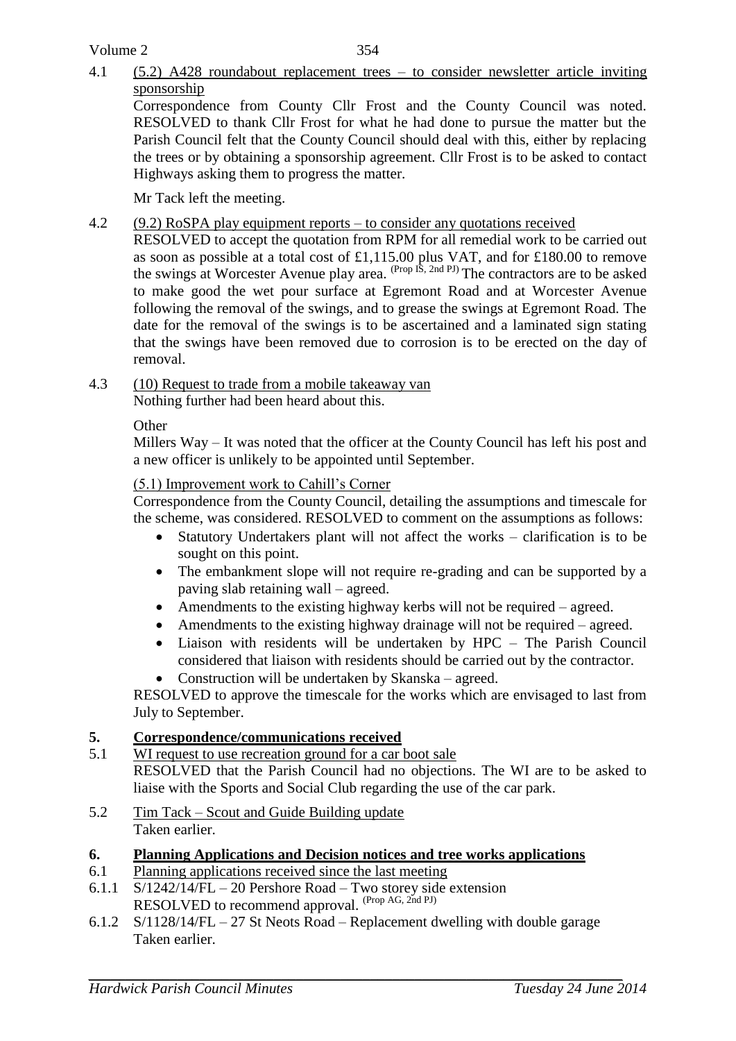4.1 (5.2) A428 roundabout replacement trees – to consider newsletter article inviting sponsorship

Correspondence from County Cllr Frost and the County Council was noted. RESOLVED to thank Cllr Frost for what he had done to pursue the matter but the Parish Council felt that the County Council should deal with this, either by replacing the trees or by obtaining a sponsorship agreement. Cllr Frost is to be asked to contact Highways asking them to progress the matter.

Mr Tack left the meeting.

4.2 (9.2) RoSPA play equipment reports – to consider any quotations received

RESOLVED to accept the quotation from RPM for all remedial work to be carried out as soon as possible at a total cost of £1,115.00 plus VAT, and for £180.00 to remove the swings at Worcester Avenue play area. (Prop IS, 2nd PJ) The contractors are to be asked to make good the wet pour surface at Egremont Road and at Worcester Avenue following the removal of the swings, and to grease the swings at Egremont Road. The date for the removal of the swings is to be ascertained and a laminated sign stating that the swings have been removed due to corrosion is to be erected on the day of removal.

4.3 (10) Request to trade from a mobile takeaway van

Nothing further had been heard about this.

Other

Millers Way – It was noted that the officer at the County Council has left his post and a new officer is unlikely to be appointed until September.

(5.1) Improvement work to Cahill's Corner

Correspondence from the County Council, detailing the assumptions and timescale for the scheme, was considered. RESOLVED to comment on the assumptions as follows:

- Statutory Undertakers plant will not affect the works – clarification is to be sought on this point.
- The embankment slope will not require re-grading and can be supported by a paving slab retaining wall – agreed.
- Amendments to the existing highway kerbs will not be required – agreed.
- Amendments to the existing highway drainage will not be required – agreed.
- Liaison with residents will be undertaken by HPC – The Parish Council considered that liaison with residents should be carried out by the contractor.
- Construction will be undertaken by Skanska – agreed.

RESOLVED to approve the timescale for the works which are envisaged to last from July to September.

## 5. Correspondence/communications received

5.1 WI request to use recreation ground for a car boot sale

RESOLVED that the Parish Council had no objections. The WI are to be asked to liaise with the Sports and Social Club regarding the use of the car park.

5.2 Tim Tack – Scout and Guide Building update

Taken earlier.

## 6. Planning Applications and Decision notices and tree works applications

6.1 Planning applications received since the last meeting

6.1.1 S/1242/14/FL – 20 Pershore Road – Two storey side extension
RESOLVED to recommend approval. (Prop AG, 2nd PJ)

6.1.2 S/1128/14/FL – 27 St Neots Road – Replacement dwelling with double garage
Taken earlier.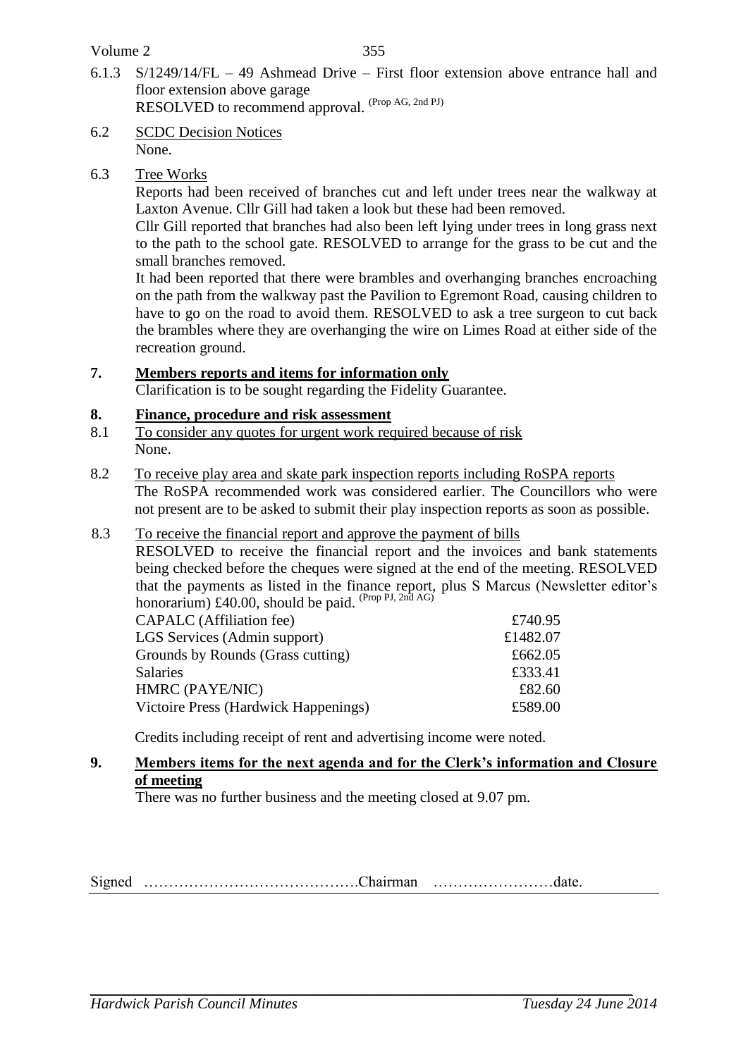6.1.3 S/1249/14/FL – 49 Ashmead Drive – First floor extension above entrance hall and floor extension above garage
RESOLVED to recommend approval. (Prop AG, 2nd PJ)

6.2 SCDC Decision Notices
None.

6.3 Tree Works
Reports had been received of branches cut and left under trees near the walkway at Laxton Avenue. Cllr Gill had taken a look but these had been removed.
Cllr Gill reported that branches had also been left lying under trees in long grass next to the path to the school gate. RESOLVED to arrange for the grass to be cut and the small branches removed.
It had been reported that there were brambles and overhanging branches encroaching on the path from the walkway past the Pavilion to Egremont Road, causing children to have to go on the road to avoid them. RESOLVED to ask a tree surgeon to cut back the brambles where they are overhanging the wire on Limes Road at either side of the recreation ground.

## 7. Members reports and items for information only

Clarification is to be sought regarding the Fidelity Guarantee.

## 8. Finance, procedure and risk assessment

8.1 To consider any quotes for urgent work required because of risk
None.

8.2 To receive play area and skate park inspection reports including RoSPA reports
The RoSPA recommended work was considered earlier. The Councillors who were not present are to be asked to submit their play inspection reports as soon as possible.

8.3 To receive the financial report and approve the payment of bills
RESOLVED to receive the financial report and the invoices and bank statements being checked before the cheques were signed at the end of the meeting. RESOLVED that the payments as listed in the finance report, plus S Marcus (Newsletter editor's honorarium) £40.00, should be paid. (Prop PJ, 2nd AG)

| | |
|---|---|
| CAPALC (Affiliation fee) | £740.95 |
| LGS Services (Admin support) | £1482.07 |
| Grounds by Rounds (Grass cutting) | £662.05 |
| Salaries | £333.41 |
| HMRC (PAYE/NIC) | £82.60 |
| Victoire Press (Hardwick Happenings) | £589.00 |

Credits including receipt of rent and advertising income were noted.

## 9. Members items for the next agenda and for the Clerk's information and Closure of meeting

There was no further business and the meeting closed at 9.07 pm.

Signed …………………………………….Chairman ……………………date.